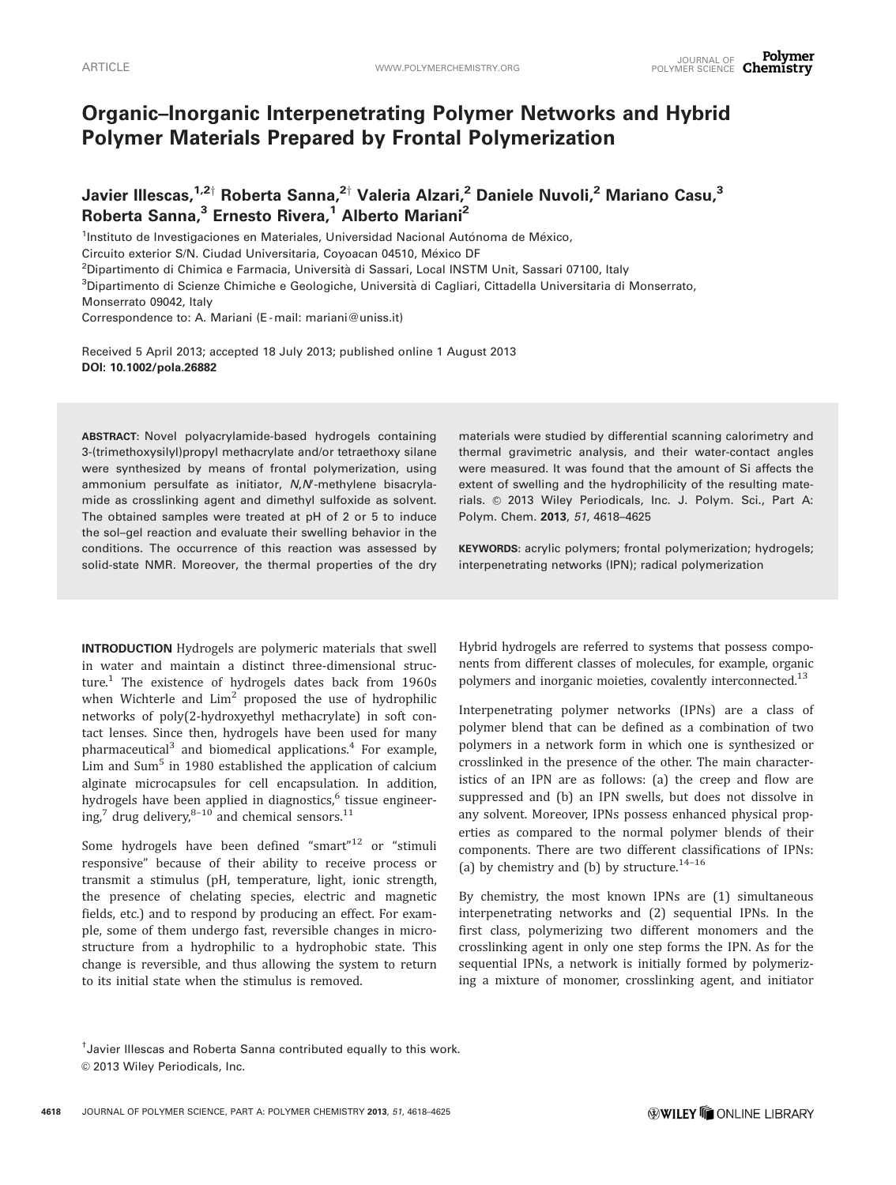# Organic–Inorganic Interpenetrating Polymer Networks and Hybrid Polymer Materials Prepared by Frontal Polymerization

Javier Illescas,[1,2†] Roberta Sanna,[2†] Valeria Alzari,[2] Daniele Nuvoli,[2] Mariano Casu,[3] Roberta Sanna,[3] Ernesto Rivera,[1] Alberto Mariani[2]

[1]Instituto de Investigaciones en Materiales, Universidad Nacional Autónoma de México, Circuito exterior S/N. Ciudad Universitaria, Coyoacan 04510, México DF

[2]Dipartimento di Chimica e Farmacia, Università di Sassari, Local INSTM Unit, Sassari 07100, Italy

[3]Dipartimento di Scienze Chimiche e Geologiche, Università di Cagliari, Cittadella Universitaria di Monserrato, Monserrato 09042, Italy

Correspondence to: A. Mariani (E-mail: mariani@uniss.it)

Received 5 April 2013; accepted 18 July 2013; published online 1 August 2013

**DOI: 10.1002/pola.26882**

**ABSTRACT:** Novel polyacrylamide-based hydrogels containing 3-(trimethoxysilyl)propyl methacrylate and/or tetraethoxy silane were synthesized by means of frontal polymerization, using ammonium persulfate as initiator, *N,N'*-methylene bisacrylamide as crosslinking agent and dimethyl sulfoxide as solvent. The obtained samples were treated at pH of 2 or 5 to induce the sol–gel reaction and evaluate their swelling behavior in the conditions. The occurrence of this reaction was assessed by solid-state NMR. Moreover, the thermal properties of the dry materials were studied by differential scanning calorimetry and thermal gravimetric analysis, and their water-contact angles were measured. It was found that the amount of Si affects the extent of swelling and the hydrophilicity of the resulting materials. © 2013 Wiley Periodicals, Inc. J. Polym. Sci., Part A: Polym. Chem. **2013**, *51*, 4618–4625

**KEYWORDS:** acrylic polymers; frontal polymerization; hydrogels; interpenetrating networks (IPN); radical polymerization

**INTRODUCTION** Hydrogels are polymeric materials that swell in water and maintain a distinct three-dimensional structure.[1] The existence of hydrogels dates back from 1960s when Wichterle and Lim[2] proposed the use of hydrophilic networks of poly(2-hydroxyethyl methacrylate) in soft contact lenses. Since then, hydrogels have been used for many pharmaceutical[3] and biomedical applications.[4] For example, Lim and Sum[5] in 1980 established the application of calcium alginate microcapsules for cell encapsulation. In addition, hydrogels have been applied in diagnostics,[6] tissue engineering,[7] drug delivery,[8–10] and chemical sensors.[11]

Some hydrogels have been defined "smart"[12] or "stimuli responsive" because of their ability to receive process or transmit a stimulus (pH, temperature, light, ionic strength, the presence of chelating species, electric and magnetic fields, etc.) and to respond by producing an effect. For example, some of them undergo fast, reversible changes in microstructure from a hydrophilic to a hydrophobic state. This change is reversible, and thus allowing the system to return to its initial state when the stimulus is removed.

Hybrid hydrogels are referred to systems that possess components from different classes of molecules, for example, organic polymers and inorganic moieties, covalently interconnected.[13]

Interpenetrating polymer networks (IPNs) are a class of polymer blend that can be defined as a combination of two polymers in a network form in which one is synthesized or crosslinked in the presence of the other. The main characteristics of an IPN are as follows: (a) the creep and flow are suppressed and (b) an IPN swells, but does not dissolve in any solvent. Moreover, IPNs possess enhanced physical properties as compared to the normal polymer blends of their components. There are two different classifications of IPNs: (a) by chemistry and (b) by structure.[14–16]

By chemistry, the most known IPNs are (1) simultaneous interpenetrating networks and (2) sequential IPNs. In the first class, polymerizing two different monomers and the crosslinking agent in only one step forms the IPN. As for the sequential IPNs, a network is initially formed by polymerizing a mixture of monomer, crosslinking agent, and initiator

†Javier Illescas and Roberta Sanna contributed equally to this work.

© 2013 Wiley Periodicals, Inc.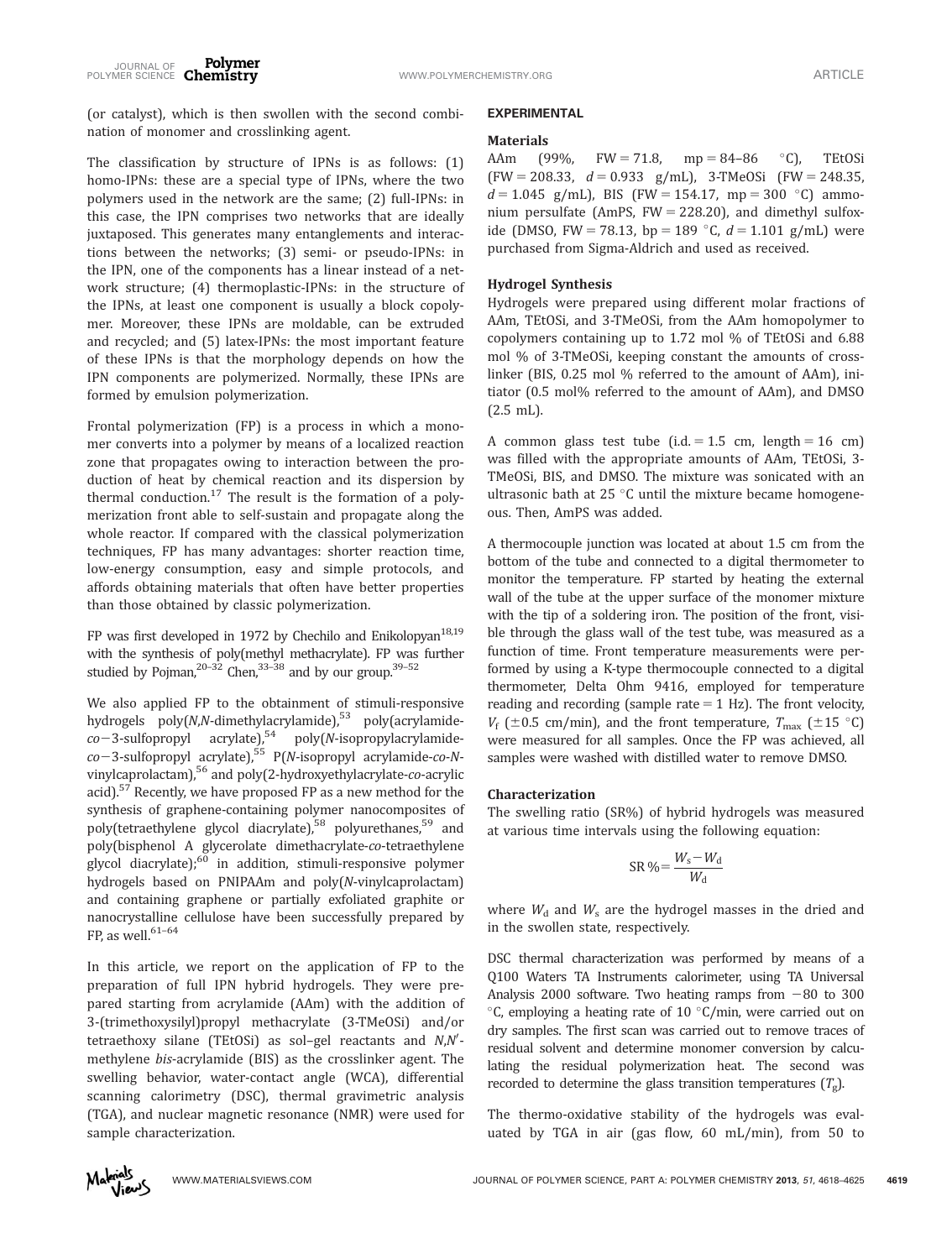(or catalyst), which is then swollen with the second combination of monomer and crosslinking agent.

The classification by structure of IPNs is as follows: (1) homo-IPNs: these are a special type of IPNs, where the two polymers used in the network are the same; (2) full-IPNs: in this case, the IPN comprises two networks that are ideally juxtaposed. This generates many entanglements and interactions between the networks; (3) semi- or pseudo-IPNs: in the IPN, one of the components has a linear instead of a network structure; (4) thermoplastic-IPNs: in the structure of the IPNs, at least one component is usually a block copolymer. Moreover, these IPNs are moldable, can be extruded and recycled; and (5) latex-IPNs: the most important feature of these IPNs is that the morphology depends on how the IPN components are polymerized. Normally, these IPNs are formed by emulsion polymerization.

Frontal polymerization (FP) is a process in which a monomer converts into a polymer by means of a localized reaction zone that propagates owing to interaction between the production of heat by chemical reaction and its dispersion by thermal conduction.[17] The result is the formation of a polymerization front able to self-sustain and propagate along the whole reactor. If compared with the classical polymerization techniques, FP has many advantages: shorter reaction time, low-energy consumption, easy and simple protocols, and affords obtaining materials that often have better properties than those obtained by classic polymerization.

FP was first developed in 1972 by Chechilo and Enikolopyan[18,19] with the synthesis of poly(methyl methacrylate). FP was further studied by Pojman,[20–32] Chen,[33–38] and by our group.[39–52]

We also applied FP to the obtainment of stimuli-responsive hydrogels poly(*N*,*N*-dimethylacrylamide),[53] poly(acrylamide-*co*−3-sulfopropyl acrylate),[54] poly(*N*-isopropylacrylamide-*co*−3-sulfopropyl acrylate),[55] P(*N*-isopropyl acrylamide-*co*-*N*-vinylcaprolactam),[56] and poly(2-hydroxyethylacrylate-*co*-acrylic acid).[57] Recently, we have proposed FP as a new method for the synthesis of graphene-containing polymer nanocomposites of poly(tetraethylene glycol diacrylate),[58] polyurethanes,[59] and poly(bisphenol A glycerolate dimethacrylate-*co*-tetraethylene glycol diacrylate);[60] in addition, stimuli-responsive polymer hydrogels based on PNIPAAm and poly(*N*-vinylcaprolactam) and containing graphene or partially exfoliated graphite or nanocrystalline cellulose have been successfully prepared by FP, as well.[61–64]

In this article, we report on the application of FP to the preparation of full IPN hybrid hydrogels. They were prepared starting from acrylamide (AAm) with the addition of 3-(trimethoxysilyl)propyl methacrylate (3-TMeOSi) and/or tetraethoxy silane (TEtOSi) as sol–gel reactants and *N*,*N*′-methylene *bis*-acrylamide (BIS) as the crosslinker agent. The swelling behavior, water-contact angle (WCA), differential scanning calorimetry (DSC), thermal gravimetric analysis (TGA), and nuclear magnetic resonance (NMR) were used for sample characterization.

## EXPERIMENTAL

### Materials

AAm (99%, FW = 71.8, mp = 84–86 °C), TEtOSi (FW = 208.33, $d$ = 0.933 g/mL), 3-TMeOSi (FW = 248.35, $d$ = 1.045 g/mL), BIS (FW = 154.17, mp = 300 °C) ammonium persulfate (AmPS, FW = 228.20), and dimethyl sulfoxide (DMSO, FW = 78.13, bp = 189 °C, $d$ = 1.101 g/mL) were purchased from Sigma-Aldrich and used as received.

### Hydrogel Synthesis

Hydrogels were prepared using different molar fractions of AAm, TEtOSi, and 3-TMeOSi, from the AAm homopolymer to copolymers containing up to 1.72 mol % of TEtOSi and 6.88 mol % of 3-TMeOSi, keeping constant the amounts of crosslinker (BIS, 0.25 mol % referred to the amount of AAm), initiator (0.5 mol% referred to the amount of AAm), and DMSO (2.5 mL).

A common glass test tube (i.d. = 1.5 cm, length = 16 cm) was filled with the appropriate amounts of AAm, TEtOSi, 3-TMeOSi, BIS, and DMSO. The mixture was sonicated with an ultrasonic bath at 25 °C until the mixture became homogeneous. Then, AmPS was added.

A thermocouple junction was located at about 1.5 cm from the bottom of the tube and connected to a digital thermometer to monitor the temperature. FP started by heating the external wall of the tube at the upper surface of the monomer mixture with the tip of a soldering iron. The position of the front, visible through the glass wall of the test tube, was measured as a function of time. Front temperature measurements were performed by using a K-type thermocouple connected to a digital thermometer, Delta Ohm 9416, employed for temperature reading and recording (sample rate = 1 Hz). The front velocity, $V_f$ (±0.5 cm/min), and the front temperature, $T_{max}$ (±15 °C) were measured for all samples. Once the FP was achieved, all samples were washed with distilled water to remove DMSO.

### Characterization

The swelling ratio (SR%) of hybrid hydrogels was measured at various time intervals using the following equation:

$$\mathrm{SR}\,\% = \frac{W_s - W_d}{W_d}$$

where $W_d$ and $W_s$ are the hydrogel masses in the dried and in the swollen state, respectively.

DSC thermal characterization was performed by means of a Q100 Waters TA Instruments calorimeter, using TA Universal Analysis 2000 software. Two heating ramps from −80 to 300 °C, employing a heating rate of 10 °C/min, were carried out on dry samples. The first scan was carried out to remove traces of residual solvent and determine monomer conversion by calculating the residual polymerization heat. The second was recorded to determine the glass transition temperatures ($T_g$).

The thermo-oxidative stability of the hydrogels was evaluated by TGA in air (gas flow, 60 mL/min), from 50 to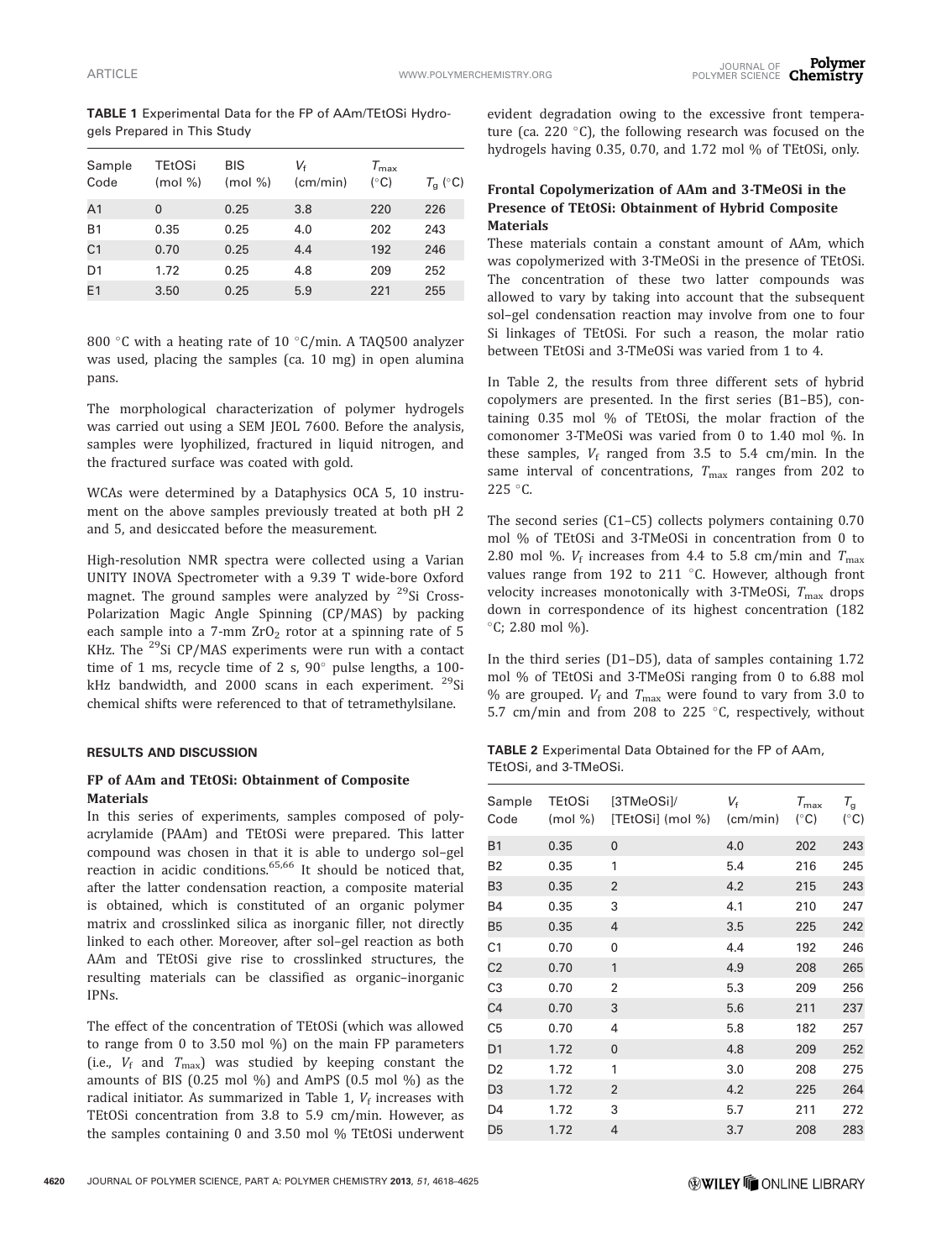**TABLE 1** Experimental Data for the FP of AAm/TEtOSi Hydrogels Prepared in This Study

| Sample Code | TEtOSi (mol %) | BIS (mol %) | $V_f$ (cm/min) | $T_{max}$ (°C) | $T_g$ (°C) |
|---|---|---|---|---|---|
| A1 | 0 | 0.25 | 3.8 | 220 | 226 |
| B1 | 0.35 | 0.25 | 4.0 | 202 | 243 |
| C1 | 0.70 | 0.25 | 4.4 | 192 | 246 |
| D1 | 1.72 | 0.25 | 4.8 | 209 | 252 |
| E1 | 3.50 | 0.25 | 5.9 | 221 | 255 |

800 °C with a heating rate of 10 °C/min. A TAQ500 analyzer was used, placing the samples (ca. 10 mg) in open alumina pans.

The morphological characterization of polymer hydrogels was carried out using a SEM JEOL 7600. Before the analysis, samples were lyophilized, fractured in liquid nitrogen, and the fractured surface was coated with gold.

WCAs were determined by a Dataphysics OCA 5, 10 instrument on the above samples previously treated at both pH 2 and 5, and desiccated before the measurement.

High-resolution NMR spectra were collected using a Varian UNITY INOVA Spectrometer with a 9.39 T wide-bore Oxford magnet. The ground samples were analyzed by $^{29}$Si Cross-Polarization Magic Angle Spinning (CP/MAS) by packing each sample into a 7-mm $ZrO_2$ rotor at a spinning rate of 5 KHz. The $^{29}$Si CP/MAS experiments were run with a contact time of 1 ms, recycle time of 2 s, 90° pulse lengths, a 100-kHz bandwidth, and 2000 scans in each experiment. $^{29}$Si chemical shifts were referenced to that of tetramethylsilane.

## RESULTS AND DISCUSSION

### FP of AAm and TEtOSi: Obtainment of Composite Materials

In this series of experiments, samples composed of polyacrylamide (PAAm) and TEtOSi were prepared. This latter compound was chosen in that it is able to undergo sol–gel reaction in acidic conditions.[65,66] It should be noticed that, after the latter condensation reaction, a composite material is obtained, which is constituted of an organic polymer matrix and crosslinked silica as inorganic filler, not directly linked to each other. Moreover, after sol–gel reaction as both AAm and TEtOSi give rise to crosslinked structures, the resulting materials can be classified as organic–inorganic IPNs.

The effect of the concentration of TEtOSi (which was allowed to range from 0 to 3.50 mol %) on the main FP parameters (i.e., $V_f$ and $T_{max}$) was studied by keeping constant the amounts of BIS (0.25 mol %) and AmPS (0.5 mol %) as the radical initiator. As summarized in Table 1, $V_f$ increases with TEtOSi concentration from 3.8 to 5.9 cm/min. However, as the samples containing 0 and 3.50 mol % TEtOSi underwent evident degradation owing to the excessive front temperature (ca. 220 °C), the following research was focused on the hydrogels having 0.35, 0.70, and 1.72 mol % of TEtOSi, only.

### Frontal Copolymerization of AAm and 3-TMeOSi in the Presence of TEtOSi: Obtainment of Hybrid Composite Materials

These materials contain a constant amount of AAm, which was copolymerized with 3-TMeOSi in the presence of TEtOSi. The concentration of these two latter compounds was allowed to vary by taking into account that the subsequent sol–gel condensation reaction may involve from one to four Si linkages of TEtOSi. For such a reason, the molar ratio between TEtOSi and 3-TMeOSi was varied from 1 to 4.

In Table 2, the results from three different sets of hybrid copolymers are presented. In the first series (B1–B5), containing 0.35 mol % of TEtOSi, the molar fraction of the comonomer 3-TMeOSi was varied from 0 to 1.40 mol %. In these samples, $V_f$ ranged from 3.5 to 5.4 cm/min. In the same interval of concentrations, $T_{max}$ ranges from 202 to 225 °C.

The second series (C1–C5) collects polymers containing 0.70 mol % of TEtOSi and 3-TMeOSi in concentration from 0 to 2.80 mol %. $V_f$ increases from 4.4 to 5.8 cm/min and $T_{max}$ values range from 192 to 211 °C. However, although front velocity increases monotonically with 3-TMeOSi, $T_{max}$ drops down in correspondence of its highest concentration (182 °C; 2.80 mol %).

In the third series (D1–D5), data of samples containing 1.72 mol % of TEtOSi and 3-TMeOSi ranging from 0 to 6.88 mol % are grouped. $V_f$ and $T_{max}$ were found to vary from 3.0 to 5.7 cm/min and from 208 to 225 °C, respectively, without

**TABLE 2** Experimental Data Obtained for the FP of AAm, TEtOSi, and 3-TMeOSi.

| Sample Code | TEtOSi (mol %) | [3TMeOSi]/[TEtOSi] (mol %) | $V_f$ (cm/min) | $T_{max}$ (°C) | $T_g$ (°C) |
|---|---|---|---|---|---|
| B1 | 0.35 | 0 | 4.0 | 202 | 243 |
| B2 | 0.35 | 1 | 5.4 | 216 | 245 |
| B3 | 0.35 | 2 | 4.2 | 215 | 243 |
| B4 | 0.35 | 3 | 4.1 | 210 | 247 |
| B5 | 0.35 | 4 | 3.5 | 225 | 242 |
| C1 | 0.70 | 0 | 4.4 | 192 | 246 |
| C2 | 0.70 | 1 | 4.9 | 208 | 265 |
| C3 | 0.70 | 2 | 5.3 | 209 | 256 |
| C4 | 0.70 | 3 | 5.6 | 211 | 237 |
| C5 | 0.70 | 4 | 5.8 | 182 | 257 |
| D1 | 1.72 | 0 | 4.8 | 209 | 252 |
| D2 | 1.72 | 1 | 3.0 | 208 | 275 |
| D3 | 1.72 | 2 | 4.2 | 225 | 264 |
| D4 | 1.72 | 3 | 5.7 | 211 | 272 |
| D5 | 1.72 | 4 | 3.7 | 208 | 283 |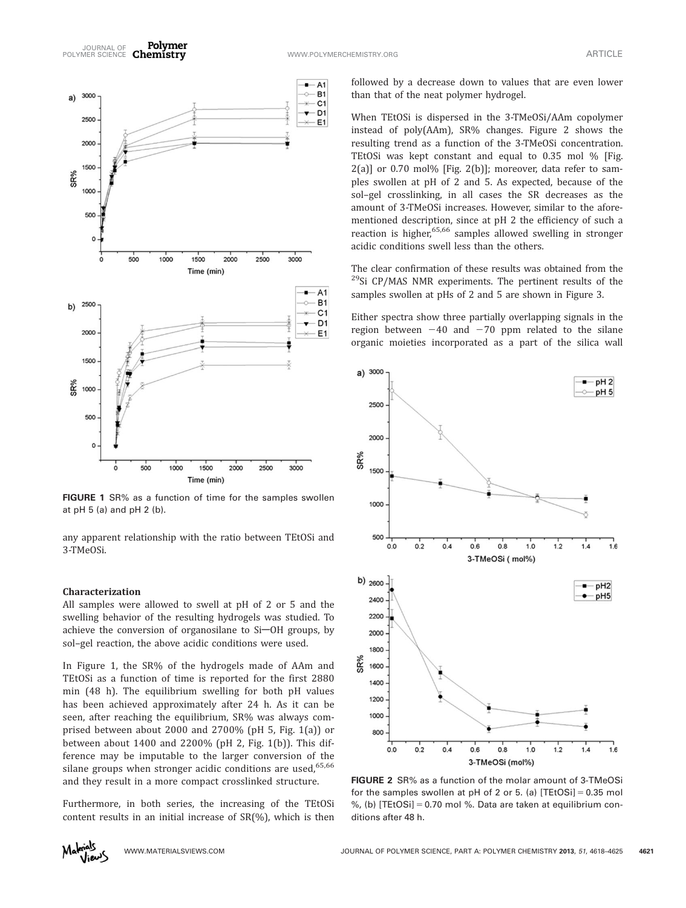FIGURE 1 SR% as a function of time for the samples swollen at pH 5 (a) and pH 2 (b).

any apparent relationship with the ratio between TEtOSi and 3-TMeOSi.

### Characterization

All samples were allowed to swell at pH of 2 or 5 and the swelling behavior of the resulting hydrogels was studied. To achieve the conversion of organosilane to Si—OH groups, by sol–gel reaction, the above acidic conditions were used.

In Figure 1, the SR% of the hydrogels made of AAm and TEtOSi as a function of time is reported for the first 2880 min (48 h). The equilibrium swelling for both pH values has been achieved approximately after 24 h. As it can be seen, after reaching the equilibrium, SR% was always comprised between about 2000 and 2700% (pH 5, Fig. 1(a)) or between about 1400 and 2200% (pH 2, Fig. 1(b)). This difference may be imputable to the larger conversion of the silane groups when stronger acidic conditions are used,[65,66] and they result in a more compact crosslinked structure.

Furthermore, in both series, the increasing of the TEtOSi content results in an initial increase of SR(%), which is then followed by a decrease down to values that are even lower than that of the neat polymer hydrogel.

When TEtOSi is dispersed in the 3-TMeOSi/AAm copolymer instead of poly(AAm), SR% changes. Figure 2 shows the resulting trend as a function of the 3-TMeOSi concentration. TEtOSi was kept constant and equal to 0.35 mol % [Fig. 2(a)] or 0.70 mol% [Fig. 2(b)]; moreover, data refer to samples swollen at pH of 2 and 5. As expected, because of the sol–gel crosslinking, in all cases the SR decreases as the amount of 3-TMeOSi increases. However, similar to the aforementioned description, since at pH 2 the efficiency of such a reaction is higher,[65,66] samples allowed swelling in stronger acidic conditions swell less than the others.

The clear confirmation of these results was obtained from the $^{29}$Si CP/MAS NMR experiments. The pertinent results of the samples swollen at pHs of 2 and 5 are shown in Figure 3.

Either spectra show three partially overlapping signals in the region between −40 and −70 ppm related to the silane organic moieties incorporated as a part of the silica wall

FIGURE 2 SR% as a function of the molar amount of 3-TMeOSi for the samples swollen at pH of 2 or 5. (a) [TEtOSi] = 0.35 mol %, (b) [TEtOSi] = 0.70 mol %. Data are taken at equilibrium conditions after 48 h.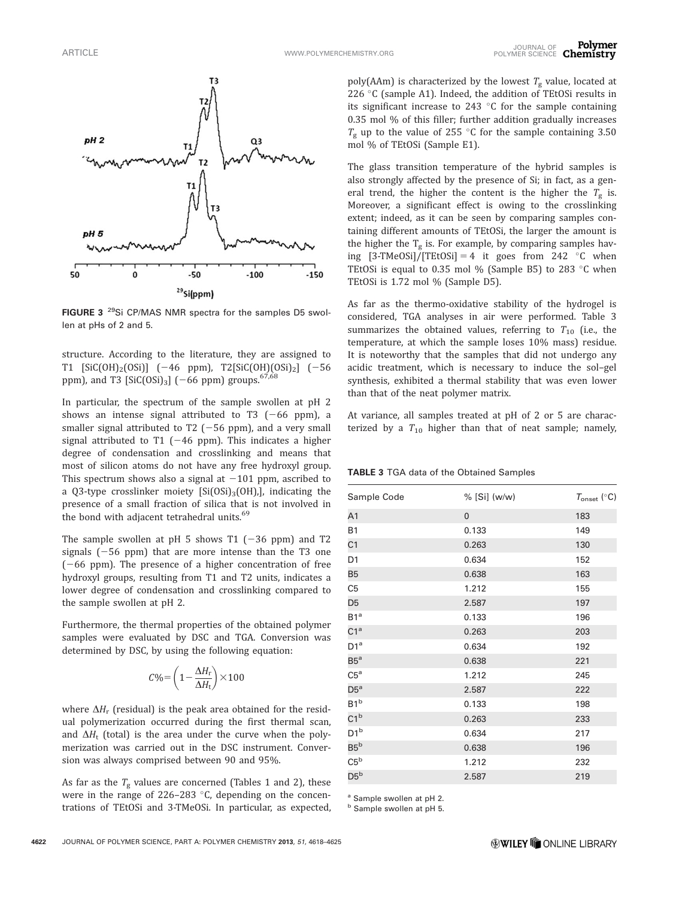FIGURE 3 $^{29}$Si CP/MAS NMR spectra for the samples D5 swollen at pHs of 2 and 5.

structure. According to the literature, they are assigned to T1 [SiC(OH)$_2$(OSi)] (−46 ppm), T2[SiC(OH)(OSi)$_2$] (−56 ppm), and T3 [SiC(OSi)$_3$] (−66 ppm) groups.[67,68]

In particular, the spectrum of the sample swollen at pH 2 shows an intense signal attributed to T3 (−66 ppm), a smaller signal attributed to T2 (−56 ppm), and a very small signal attributed to T1 (−46 ppm). This indicates a higher degree of condensation and crosslinking and means that most of silicon atoms do not have any free hydroxyl group. This spectrum shows also a signal at −101 ppm, ascribed to a Q3-type crosslinker moiety [Si(OSi)$_3$(OH),], indicating the presence of a small fraction of silica that is not involved in the bond with adjacent tetrahedral units.[69]

The sample swollen at pH 5 shows T1 (−36 ppm) and T2 signals (−56 ppm) that are more intense than the T3 one (−66 ppm). The presence of a higher concentration of free hydroxyl groups, resulting from T1 and T2 units, indicates a lower degree of condensation and crosslinking compared to the sample swollen at pH 2.

Furthermore, the thermal properties of the obtained polymer samples were evaluated by DSC and TGA. Conversion was determined by DSC, by using the following equation:

$$C\% = \left(1 - \frac{\Delta H_r}{\Delta H_t}\right) \times 100$$

where $\Delta H_r$ (residual) is the peak area obtained for the residual polymerization occurred during the first thermal scan, and $\Delta H_t$ (total) is the area under the curve when the polymerization was carried out in the DSC instrument. Conversion was always comprised between 90 and 95%.

As far as the $T_g$ values are concerned (Tables 1 and 2), these were in the range of 226–283 °C, depending on the concentrations of TEtOSi and 3-TMeOSi. In particular, as expected, poly(AAm) is characterized by the lowest $T_g$ value, located at 226 °C (sample A1). Indeed, the addition of TEtOSi results in its significant increase to 243 °C for the sample containing 0.35 mol % of this filler; further addition gradually increases $T_g$ up to the value of 255 °C for the sample containing 3.50 mol % of TEtOSi (Sample E1).

The glass transition temperature of the hybrid samples is also strongly affected by the presence of Si; in fact, as a general trend, the higher the content is the higher the $T_g$ is. Moreover, a significant effect is owing to the crosslinking extent; indeed, as it can be seen by comparing samples containing different amounts of TEtOSi, the larger the amount is the higher the $T_g$ is. For example, by comparing samples having [3-TMeOSi]/[TEtOSi] = 4 it goes from 242 °C when TEtOSi is equal to 0.35 mol % (Sample B5) to 283 °C when TEtOSi is 1.72 mol % (Sample D5).

As far as the thermo-oxidative stability of the hydrogel is considered, TGA analyses in air were performed. Table 3 summarizes the obtained values, referring to $T_{10}$ (i.e., the temperature, at which the sample loses 10% mass) residue. It is noteworthy that the samples that did not undergo any acidic treatment, which is necessary to induce the sol–gel synthesis, exhibited a thermal stability that was even lower than that of the neat polymer matrix.

At variance, all samples treated at pH of 2 or 5 are characterized by a $T_{10}$ higher than that of neat sample; namely,

TABLE 3 TGA data of the Obtained Samples

| Sample Code | % [Si] (w/w) | $T_{onset}$ (°C) |
|---|---|---|
| A1 | 0 | 183 |
| B1 | 0.133 | 149 |
| C1 | 0.263 | 130 |
| D1 | 0.634 | 152 |
| B5 | 0.638 | 163 |
| C5 | 1.212 | 155 |
| D5 | 2.587 | 197 |
| B1[a] | 0.133 | 196 |
| C1[a] | 0.263 | 203 |
| D1[a] | 0.634 | 192 |
| B5[a] | 0.638 | 221 |
| C5[a] | 1.212 | 245 |
| D5[a] | 2.587 | 222 |
| B1[b] | 0.133 | 198 |
| C1[b] | 0.263 | 233 |
| D1[b] | 0.634 | 217 |
| B5[b] | 0.638 | 196 |
| C5[b] | 1.212 | 232 |
| D5[b] | 2.587 | 219 |

[a] Sample swollen at pH 2.

[b] Sample swollen at pH 5.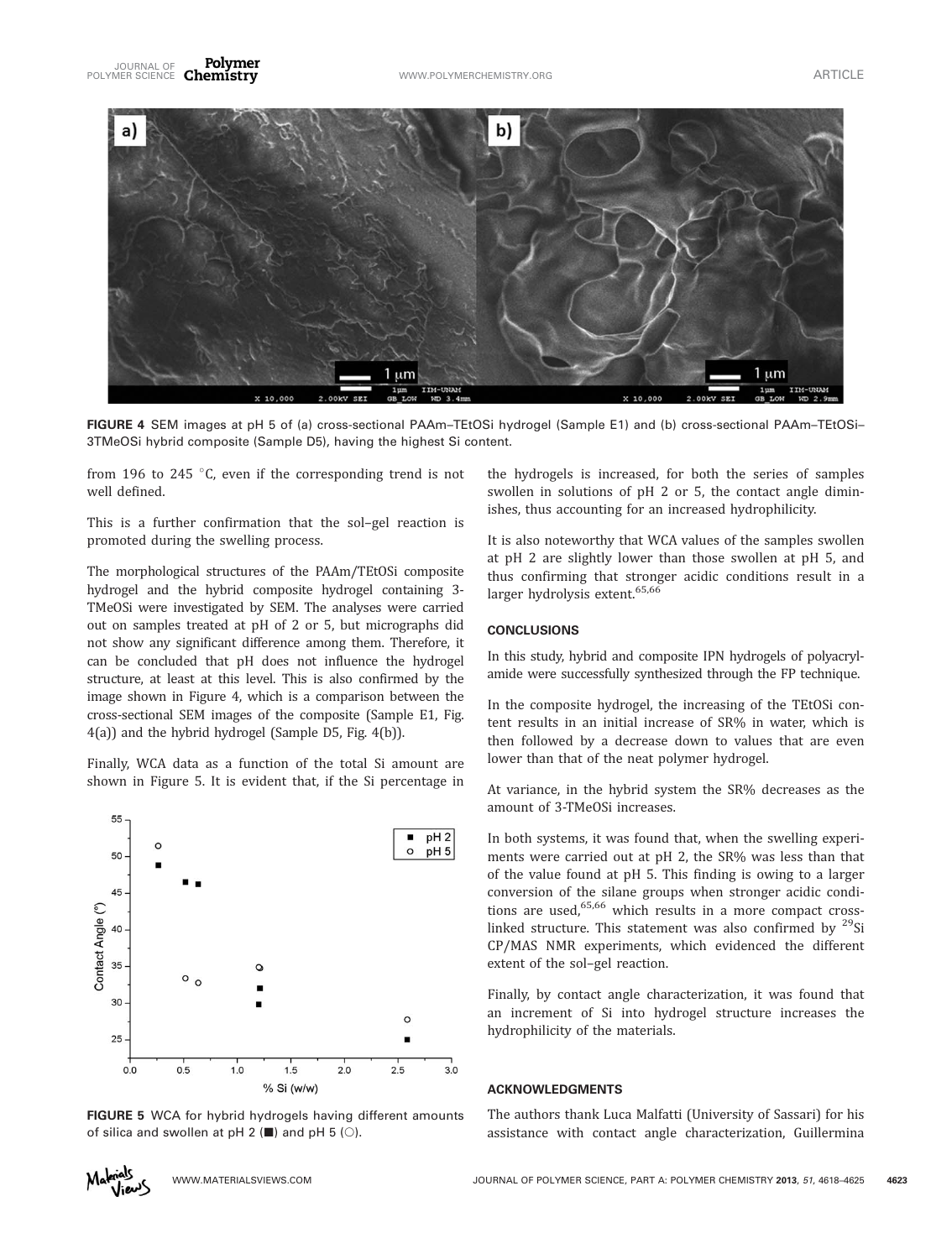FIGURE 4 SEM images at pH 5 of (a) cross-sectional PAAm–TEtOSi hydrogel (Sample E1) and (b) cross-sectional PAAm–TEtOSi–3TMeOSi hybrid composite (Sample D5), having the highest Si content.

from 196 to 245 °C, even if the corresponding trend is not well defined.

This is a further confirmation that the sol–gel reaction is promoted during the swelling process.

The morphological structures of the PAAm/TEtOSi composite hydrogel and the hybrid composite hydrogel containing 3-TMeOSi were investigated by SEM. The analyses were carried out on samples treated at pH of 2 or 5, but micrographs did not show any significant difference among them. Therefore, it can be concluded that pH does not influence the hydrogel structure, at least at this level. This is also confirmed by the image shown in Figure 4, which is a comparison between the cross-sectional SEM images of the composite (Sample E1, Fig. 4(a)) and the hybrid hydrogel (Sample D5, Fig. 4(b)).

Finally, WCA data as a function of the total Si amount are shown in Figure 5. It is evident that, if the Si percentage in the hydrogels is increased, for both the series of samples swollen in solutions of pH 2 or 5, the contact angle diminishes, thus accounting for an increased hydrophilicity.

FIGURE 5 WCA for hybrid hydrogels having different amounts of silica and swollen at pH 2 (■) and pH 5 (○).

It is also noteworthy that WCA values of the samples swollen at pH 2 are slightly lower than those swollen at pH 5, and thus confirming that stronger acidic conditions result in a larger hydrolysis extent.[65,66]

## CONCLUSIONS

In this study, hybrid and composite IPN hydrogels of polyacrylamide were successfully synthesized through the FP technique.

In the composite hydrogel, the increasing of the TEtOSi content results in an initial increase of SR% in water, which is then followed by a decrease down to values that are even lower than that of the neat polymer hydrogel.

At variance, in the hybrid system the SR% decreases as the amount of 3-TMeOSi increases.

In both systems, it was found that, when the swelling experiments were carried out at pH 2, the SR% was less than that of the value found at pH 5. This finding is owing to a larger conversion of the silane groups when stronger acidic conditions are used,[65,66] which results in a more compact crosslinked structure. This statement was also confirmed by $^{29}$Si CP/MAS NMR experiments, which evidenced the different extent of the sol–gel reaction.

Finally, by contact angle characterization, it was found that an increment of Si into hydrogel structure increases the hydrophilicity of the materials.

## ACKNOWLEDGMENTS

The authors thank Luca Malfatti (University of Sassari) for his assistance with contact angle characterization, Guillermina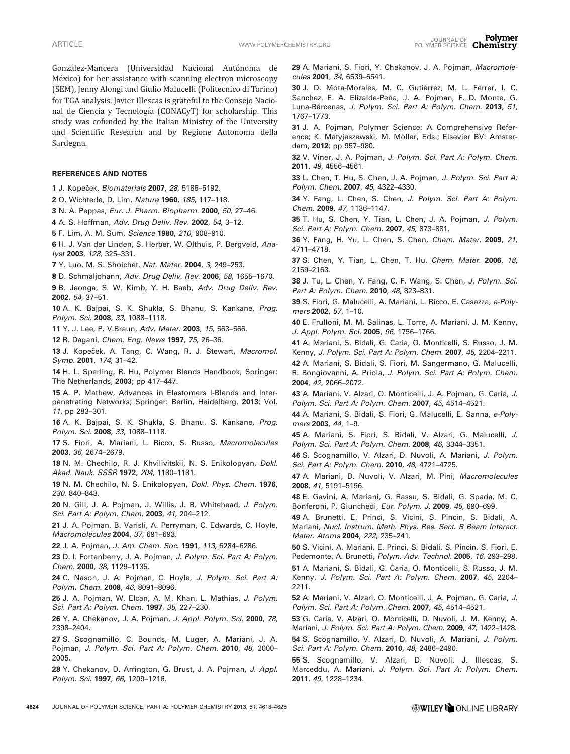González-Mancera (Universidad Nacional Autónoma de México) for her assistance with scanning electron microscopy (SEM), Jenny Alongi and Giulio Malucelli (Politecnico di Torino) for TGA analysis. Javier Illescas is grateful to the Consejo Nacional de Ciencia y Tecnología (CONACyT) for scholarship. This study was cofunded by the Italian Ministry of the University and Scientific Research and by Regione Autonoma della Sardegna.

### REFERENCES AND NOTES

**1** J. Kopeček, *Biomaterials* **2007**, *28*, 5185–5192.

**2** O. Wichterle, D. Lim, *Nature* **1960**, *185*, 117–118.

**3** N. A. Peppas, *Eur. J. Pharm. Biopharm.* **2000**, *50*, 27–46.

**4** A. S. Hoffman, *Adv. Drug Deliv. Rev.* **2002**, *54*, 3–12.

**5** F. Lim, A. M. Sum, *Science* **1980**, *210*, 908–910.

**6** H. J. Van der Linden, S. Herber, W. Olthuis, P. Bergveld, *Analyst* **2003**, *128*, 325–331.

**7** Y. Luo, M. S. Shoichet, *Nat. Mater.* **2004**, *3*, 249–253.

**8** D. Schmaljohann, *Adv. Drug Deliv. Rev.* **2006**, *58*, 1655–1670.

**9** B. Jeonga, S. W. Kimb, Y. H. Baeb, *Adv. Drug Deliv. Rev.* **2002**, *54*, 37–51.

**10** A. K. Bajpai, S. K. Shukla, S. Bhanu, S. Kankane, *Prog. Polym. Sci.* **2008**, *33*, 1088–1118.

**11** Y. J. Lee, P. V.Braun, *Adv. Mater.* **2003**, *15*, 563–566.

**12** R. Dagani, *Chem. Eng. News* **1997**, *75*, 26–36.

**13** J. Kopeček, A. Tang, C. Wang, R. J. Stewart, *Macromol. Symp.* **2001**, *174*, 31–42.

**14** H. L. Sperling, R. Hu, Polymer Blends Handbook; Springer: The Netherlands, **2003**; pp 417–447.

**15** A. P. Mathew, Advances in Elastomers I-Blends and Interpenetrating Networks; Springer: Berlin, Heidelberg, **2013**; Vol. *11*, pp 283–301.

**16** A. K. Bajpai, S. K. Shukla, S. Bhanu, S. Kankane, *Prog. Polym. Sci.* **2008**, *33*, 1088–1118.

**17** S. Fiori, A. Mariani, L. Ricco, S. Russo, *Macromolecules* **2003**, *36*, 2674–2679.

**18** N. M. Chechilo, R. J. Khvilivitskii, N. S. Enikolopyan, *Dokl. Akad. Nauk. SSSR* **1972**, *204*, 1180–1181.

**19** N. M. Chechilo, N. S. Enikolopyan, *Dokl. Phys. Chem.* **1976**, *230*, 840–843.

**20** N. Gill, J. A. Pojman, J. Willis, J. B. Whitehead, *J. Polym. Sci. Part A: Polym. Chem.* **2003**, *41*, 204–212.

**21** J. A. Pojman, B. Varisli, A. Perryman, C. Edwards, C. Hoyle, *Macromolecules* **2004**, *37*, 691–693.

**22** J. A. Pojman, *J. Am. Chem. Soc.* **1991**, *113*, 6284–6286.

**23** D. I. Fortenberry, J. A. Pojman, *J. Polym. Sci. Part A: Polym. Chem.* **2000**, *38*, 1129–1135.

**24** C. Nason, J. A. Pojman, C. Hoyle, *J. Polym. Sci. Part A: Polym. Chem.* **2008**, *46*, 8091–8096.

**25** J. A. Pojman, W. Elcan, A. M. Khan, L. Mathias, *J. Polym. Sci. Part A: Polym. Chem.* **1997**, *35*, 227–230.

**26** Y. A. Chekanov, J. A. Pojman, *J. Appl. Polym. Sci.* **2000**, *78*, 2398–2404.

**27** S. Scognamillo, C. Bounds, M. Luger, A. Mariani, J. A. Pojman, *J. Polym. Sci. Part A: Polym. Chem.* **2010**, *48*, 2000–2005.

**28** Y. Chekanov, D. Arrington, G. Brust, J. A. Pojman, *J. Appl. Polym. Sci.* **1997**, *66*, 1209–1216.

**29** A. Mariani, S. Fiori, Y. Chekanov, J. A. Pojman, *Macromolecules* **2001**, *34*, 6539–6541.

**30** J. D. Mota-Morales, M. C. Gutiérrez, M. L. Ferrer, I. C. Sanchez, E. A. Elizalde-Peña, J. A. Pojman, F. D. Monte, G. Luna-Bárcenas, *J. Polym. Sci. Part A: Polym. Chem.* **2013**, *51*, 1767–1773.

**31** J. A. Pojman, Polymer Science: A Comprehensive Reference; K. Matyjaszewski, M. Möller, Eds.; Elsevier BV: Amsterdam, **2012**; pp 957–980.

**32** V. Viner, J. A. Pojman, *J. Polym. Sci. Part A: Polym. Chem.* **2011**, *49*, 4556–4561.

**33** L. Chen, T. Hu, S. Chen, J. A. Pojman, *J. Polym. Sci. Part A: Polym. Chem.* **2007**, *45*, 4322–4330.

**34** Y. Fang, L. Chen, S. Chen, *J. Polym. Sci. Part A: Polym. Chem.* **2009**, *47*, 1136–1147.

**35** T. Hu, S. Chen, Y. Tian, L. Chen, J. A. Pojman, *J. Polym. Sci. Part A: Polym. Chem.* **2007**, *45*, 873–881.

**36** Y. Fang, H. Yu, L. Chen, S. Chen, *Chem. Mater.* **2009**, *21*, 4711–4718.

**37** S. Chen, Y. Tian, L. Chen, T. Hu, *Chem. Mater.* **2006**, *18*, 2159–2163.

**38** J. Tu, L. Chen, Y. Fang, C. F. Wang, S. Chen, *J. Polym. Sci. Part A: Polym. Chem.* **2010**, *48*, 823–831.

**39** S. Fiori, G. Malucelli, A. Mariani, L. Ricco, E. Casazza, *e-Polymers* **2002**, *57*, 1–10.

**40** E. Frulloni, M. M. Salinas, L. Torre, A. Mariani, J. M. Kenny, *J. Appl. Polym. Sci.* **2005**, *96*, 1756–1766.

**41** A. Mariani, S. Bidali, G. Caria, O. Monticelli, S. Russo, J. M. Kenny, *J. Polym. Sci. Part A: Polym. Chem.* **2007**, *45*, 2204–2211.

**42** A. Mariani, S. Bidali, S. Fiori, M. Sangermano, G. Malucelli, R. Bongiovanni, A. Priola, *J. Polym. Sci. Part A: Polym. Chem.* **2004**, *42*, 2066–2072.

**43** A. Mariani, V. Alzari, O. Monticelli, J. A. Pojman, G. Caria, *J. Polym. Sci. Part A: Polym. Chem.* **2007**, *45*, 4514–4521.

**44** A. Mariani, S. Bidali, S. Fiori, G. Malucelli, E. Sanna, *e-Polymers* **2003**, *44*, 1–9.

**45** A. Mariani, S. Fiori, S. Bidali, V. Alzari, G. Malucelli, *J. Polym. Sci. Part A: Polym. Chem.* **2008**, *46*, 3344–3351.

**46** S. Scognamillo, V. Alzari, D. Nuvoli, A. Mariani, *J. Polym. Sci. Part A: Polym. Chem.* **2010**, *48*, 4721–4725.

**47** A. Mariani, D. Nuvoli, V. Alzari, M. Pini, *Macromolecules* **2008**, *41*, 5191–5196.

**48** E. Gavini, A. Mariani, G. Rassu, S. Bidali, G. Spada, M. C. Bonferoni, P. Giunchedi, *Eur. Polym. J.* **2009**, *45*, 690–699.

**49** A. Brunetti, E. Princi, S. Vicini, S. Pincin, S. Bidali, A. Mariani, *Nucl. Instrum. Meth. Phys. Res. Sect. B Beam Interact. Mater. Atoms* **2004**, *222*, 235–241.

**50** S. Vicini, A. Mariani, E. Princi, S. Bidali, S. Pincin, S. Fiori, E. Pedemonte, A. Brunetti, *Polym. Adv. Technol.* **2005**, *16*, 293–298.

**51** A. Mariani, S. Bidali, G. Caria, O. Monticelli, S. Russo, J. M. Kenny, *J. Polym. Sci. Part A: Polym. Chem.* **2007**, *45*, 2204–2211.

**52** A. Mariani, V. Alzari, O. Monticelli, J. A. Pojman, G. Caria, *J. Polym. Sci. Part A: Polym. Chem.* **2007**, *45*, 4514–4521.

**53** G. Caria, V. Alzari, O. Monticelli, D. Nuvoli, J. M. Kenny, A. Mariani, *J. Polym. Sci. Part A: Polym. Chem.* **2009**, *47*, 1422–1428.

**54** S. Scognamillo, V. Alzari, D. Nuvoli, A. Mariani, *J. Polym. Sci. Part A: Polym. Chem.* **2010**, *48*, 2486–2490.

**55** S. Scognamillo, V. Alzari, D. Nuvoli, J. Illescas, S. Marceddu, A. Mariani, *J. Polym. Sci. Part A: Polym. Chem.* **2011**, *49*, 1228–1234.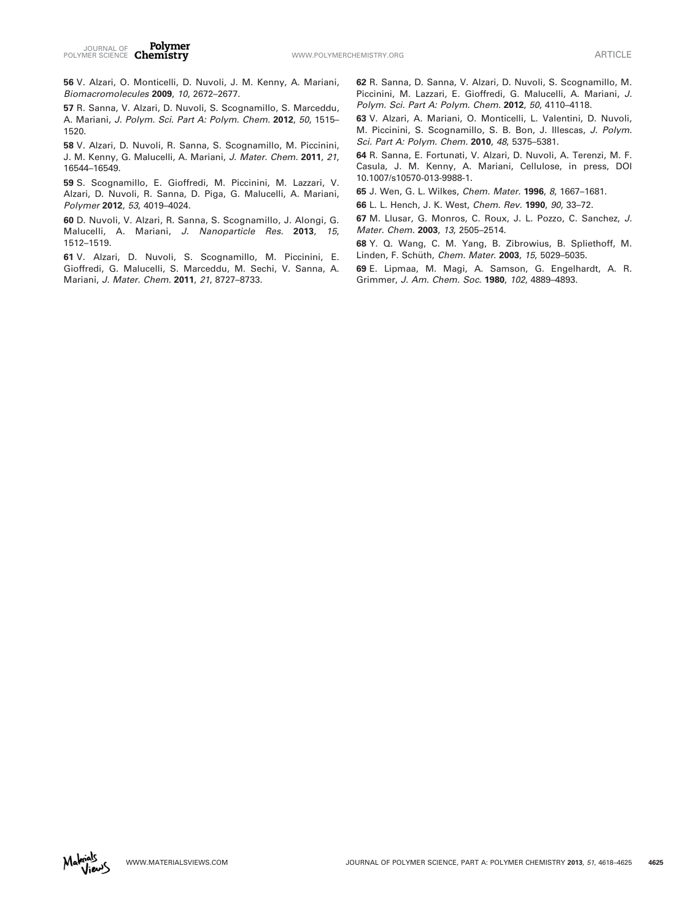**56** V. Alzari, O. Monticelli, D. Nuvoli, J. M. Kenny, A. Mariani, *Biomacromolecules* **2009**, *10*, 2672–2677.

**57** R. Sanna, V. Alzari, D. Nuvoli, S. Scognamillo, S. Marceddu, A. Mariani, *J. Polym. Sci. Part A: Polym. Chem.* **2012**, *50*, 1515–1520.

**58** V. Alzari, D. Nuvoli, R. Sanna, S. Scognamillo, M. Piccinini, J. M. Kenny, G. Malucelli, A. Mariani, *J. Mater. Chem.* **2011**, *21*, 16544–16549.

**59** S. Scognamillo, E. Gioffredi, M. Piccinini, M. Lazzari, V. Alzari, D. Nuvoli, R. Sanna, D. Piga, G. Malucelli, A. Mariani, *Polymer* **2012**, *53*, 4019–4024.

**60** D. Nuvoli, V. Alzari, R. Sanna, S. Scognamillo, J. Alongi, G. Malucelli, A. Mariani, *J. Nanoparticle Res.* **2013**, *15*, 1512–1519.

**61** V. Alzari, D. Nuvoli, S. Scognamillo, M. Piccinini, E. Gioffredi, G. Malucelli, S. Marceddu, M. Sechi, V. Sanna, A. Mariani, *J. Mater. Chem.* **2011**, *21*, 8727–8733.

**62** R. Sanna, D. Sanna, V. Alzari, D. Nuvoli, S. Scognamillo, M. Piccinini, M. Lazzari, E. Gioffredi, G. Malucelli, A. Mariani, *J. Polym. Sci. Part A: Polym. Chem.* **2012**, *50*, 4110–4118.

**63** V. Alzari, A. Mariani, O. Monticelli, L. Valentini, D. Nuvoli, M. Piccinini, S. Scognamillo, S. B. Bon, J. Illescas, *J. Polym. Sci. Part A: Polym. Chem.* **2010**, *48*, 5375–5381.

**64** R. Sanna, E. Fortunati, V. Alzari, D. Nuvoli, A. Terenzi, M. F. Casula, J. M. Kenny, A. Mariani, Cellulose, in press, DOI 10.1007/s10570-013-9988-1.

**65** J. Wen, G. L. Wilkes, *Chem. Mater.* **1996**, *8*, 1667–1681.

**66** L. L. Hench, J. K. West, *Chem. Rev.* **1990**, *90*, 33–72.

**67** M. Llusar, G. Monros, C. Roux, J. L. Pozzo, C. Sanchez, *J. Mater. Chem.* **2003**, *13*, 2505–2514.

**68** Y. Q. Wang, C. M. Yang, B. Zibrowius, B. Spliethoff, M. Linden, F. Schüth, *Chem. Mater.* **2003**, *15*, 5029–5035.

**69** E. Lipmaa, M. Magi, A. Samson, G. Engelhardt, A. R. Grimmer, *J. Am. Chem. Soc.* **1980**, *102*, 4889–4893.